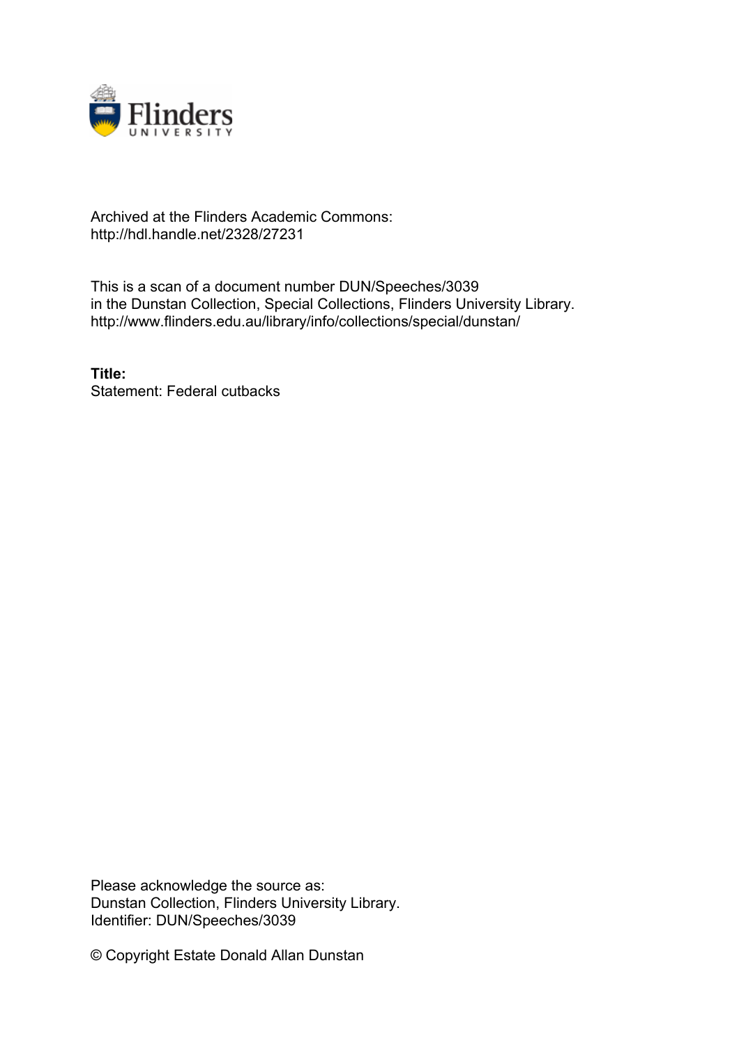Archived at the Flinders Academic Commons:
http://hdl.handle.net/2328/27231

This is a scan of a document number DUN/Speeches/3039
in the Dunstan Collection, Special Collections, Flinders University Library.
http://www.flinders.edu.au/library/info/collections/special/dunstan/

**Title:**
Statement: Federal cutbacks

Please acknowledge the source as:
Dunstan Collection, Flinders University Library.
Identifier: DUN/Speeches/3039

© Copyright Estate Donald Allan Dunstan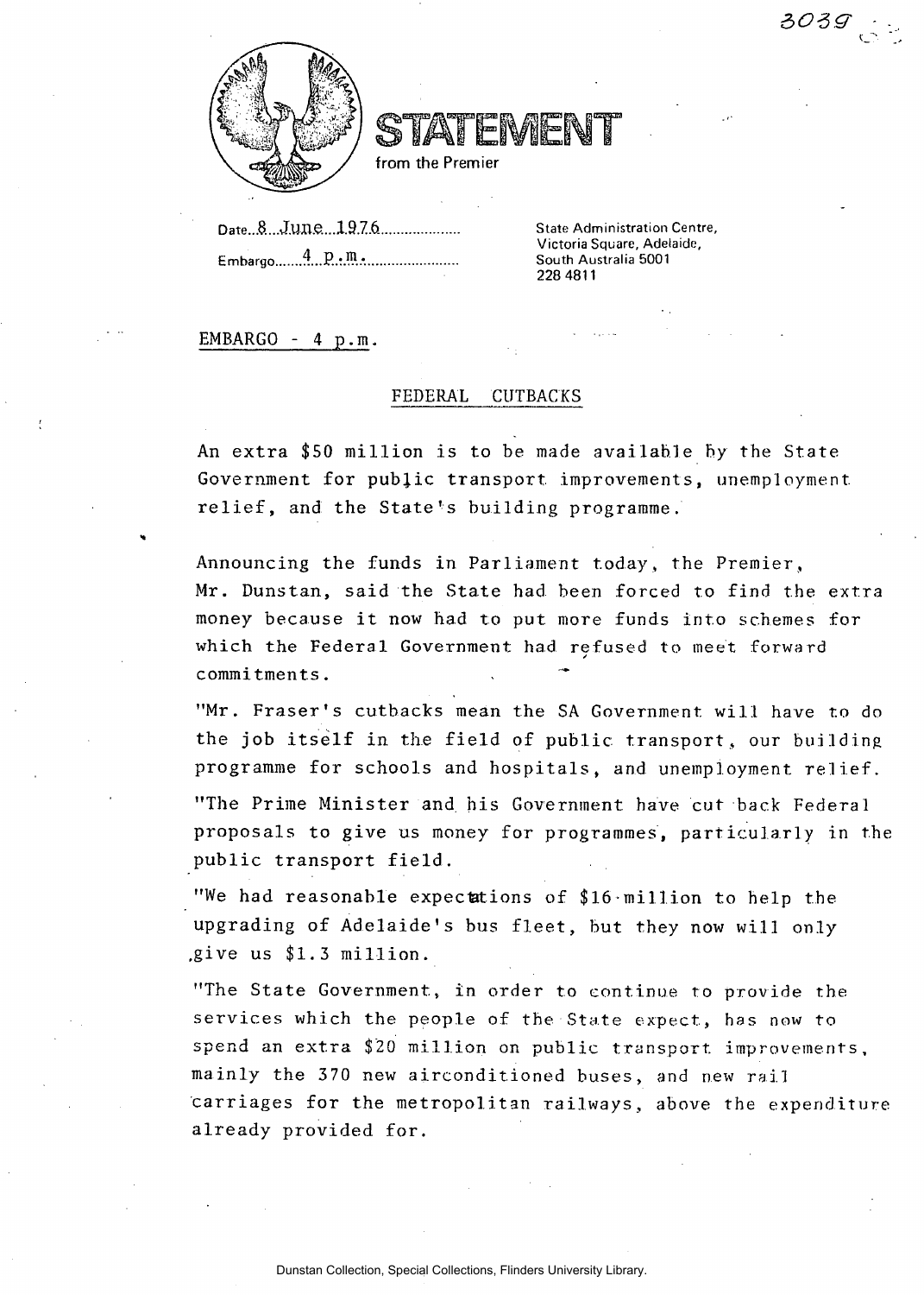3039

**STATEMENT**
from the Premier

Date 8 June 1976

Embargo 4 p.m.

State Administration Centre,
Victoria Square, Adelaide,
South Australia 5001
228 4811

EMBARGO - 4 p.m.

## FEDERAL CUTBACKS

An extra $50 million is to be made available by the State Government for public transport improvements, unemployment relief, and the State's building programme.

Announcing the funds in Parliament today, the Premier, Mr. Dunstan, said the State had been forced to find the extra money because it now had to put more funds into schemes for which the Federal Government had refused to meet forward commitments.

"Mr. Fraser's cutbacks mean the SA Government will have to do the job itself in the field of public transport, our building programme for schools and hospitals, and unemployment relief.

"The Prime Minister and his Government have cut back Federal proposals to give us money for programmes, particularly in the public transport field.

"We had reasonable expectations of $16 million to help the upgrading of Adelaide's bus fleet, but they now will only give us $1.3 million.

"The State Government, in order to continue to provide the services which the people of the State expect, has now to spend an extra $20 million on public transport improvements, mainly the 370 new airconditioned buses, and new rail carriages for the metropolitan railways, above the expenditure already provided for.

Dunstan Collection, Special Collections, Flinders University Library.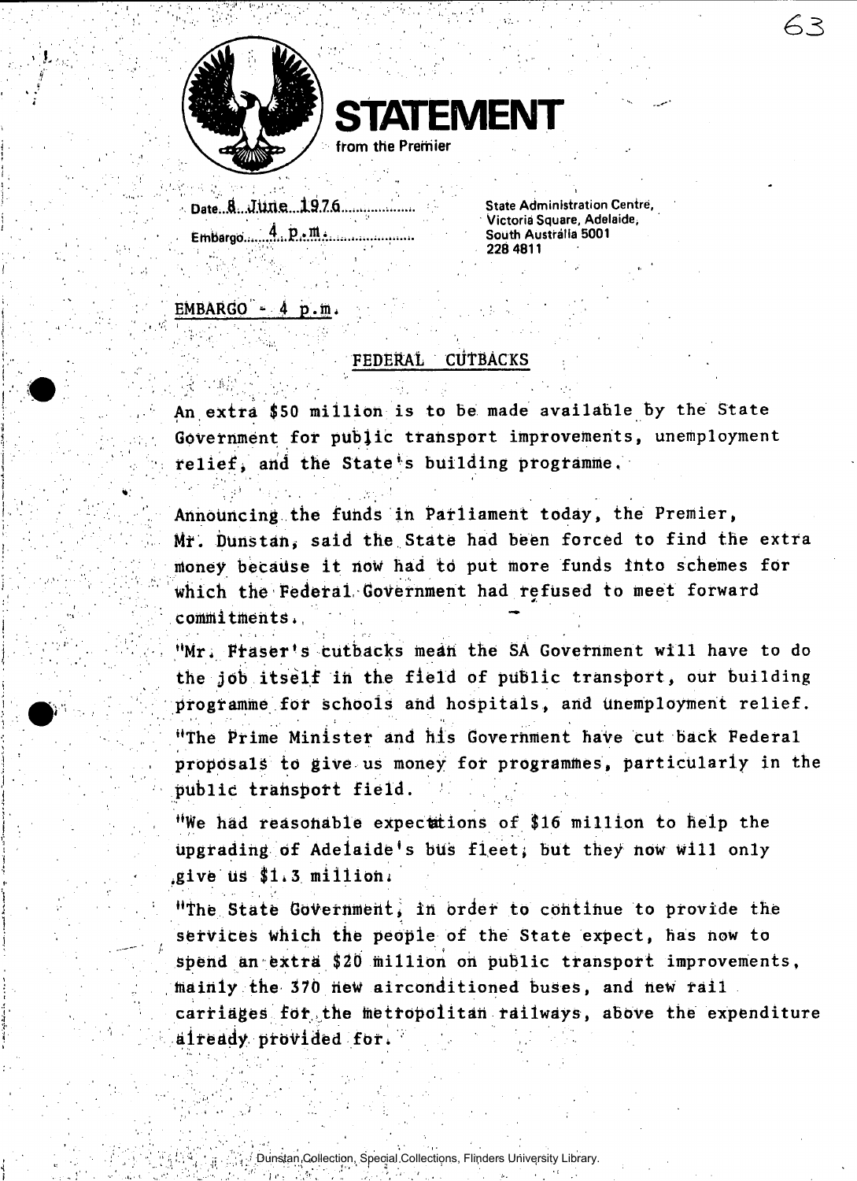# STATEMENT

from the Premier

Date 8 June 1976

Embargo 4 p.m.

State Administration Centre,
Victoria Square, Adelaide,
South Australia 5001
228 4811

EMBARGO - 4 p.m.

## FEDERAL CUTBACKS

An extra $50 million is to be made available by the State Government for public transport improvements, unemployment relief, and the State's building programme.

Announcing the funds in Parliament today, the Premier, Mr. Dunstan, said the State had been forced to find the extra money because it now had to put more funds into schemes for which the Federal Government had refused to meet forward commitments.

"Mr. Fraser's cutbacks mean the SA Government will have to do the job itself in the field of public transport, our building programme for schools and hospitals, and unemployment relief.

"The Prime Minister and his Government have cut back Federal proposals to give us money for programmes, particularly in the public transport field.

"We had reasonable expectations of $16 million to help the upgrading of Adelaide's bus fleet, but they now will only give us $1.3 million.

"The State Government, in order to continue to provide the services which the people of the State expect, has now to spend an extra $20 million on public transport improvements, mainly the 370 new airconditioned buses, and new rail carriages for the metropolitan railways, above the expenditure already provided for.

Dunstan Collection, Special Collections, Flinders University Library.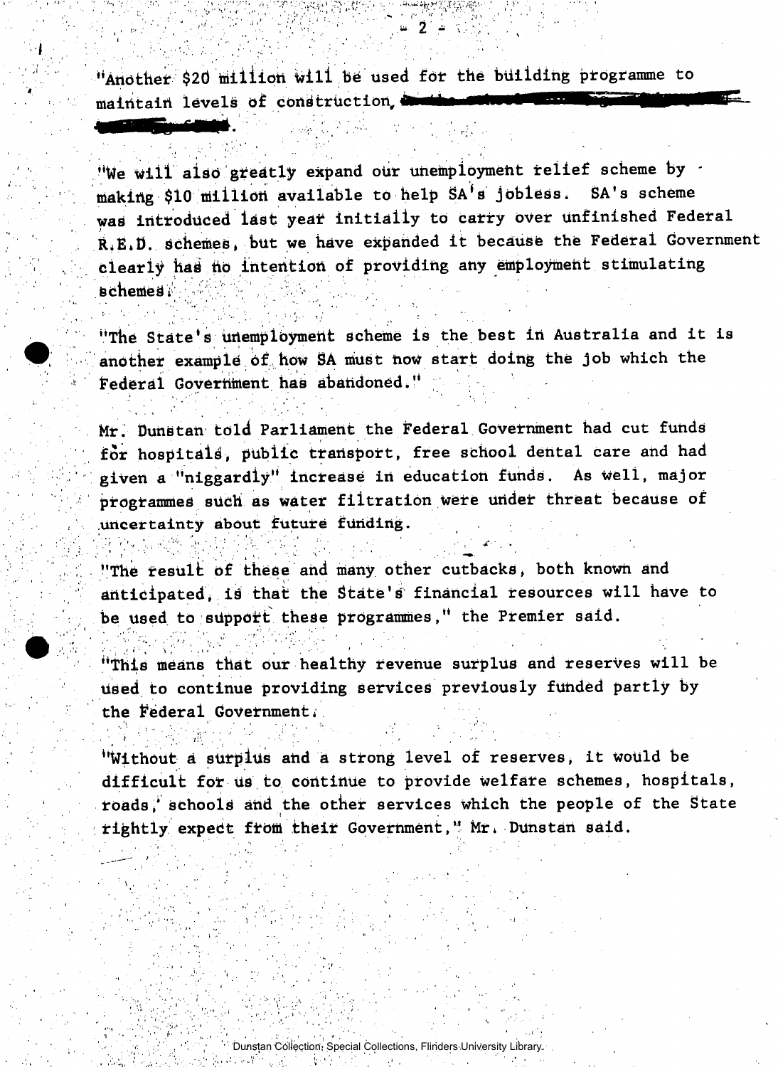"Another $20 million will be used for the building programme to maintain levels of construction, 

"We will also greatly expand our unemployment relief scheme by making $10 million available to help SA's jobless. SA's scheme was introduced last year initially to carry over unfinished Federal R.E.D. schemes, but we have expanded it because the Federal Government clearly has no intention of providing any employment stimulating schemes.

"The State's unemployment scheme is the best in Australia and it is another example of how SA must now start doing the job which the Federal Government has abandoned."

Mr. Dunstan told Parliament the Federal Government had cut funds for hospitals, public transport, free school dental care and had given a "niggardly" increase in education funds. As well, major programmes such as water filtration were under threat because of uncertainty about future funding.

"The result of these and many other cutbacks, both known and anticipated, is that the State's financial resources will have to be used to support these programmes," the Premier said.

"This means that our healthy revenue surplus and reserves will be used to continue providing services previously funded partly by the Federal Government.

"Without a surplus and a strong level of reserves, it would be difficult for us to continue to provide welfare schemes, hospitals, roads, schools and the other services which the people of the State rightly expect from their Government," Mr. Dunstan said.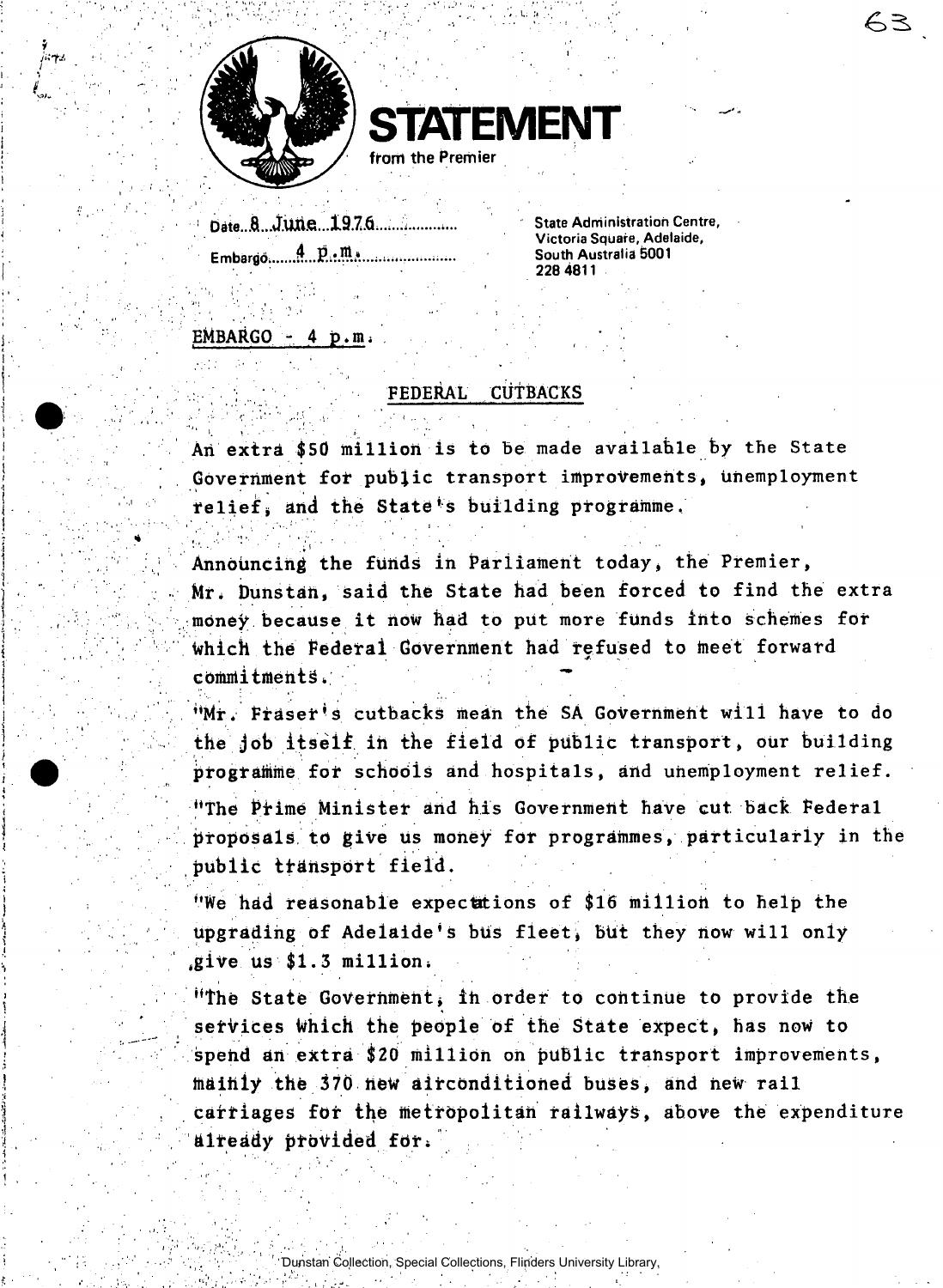# STATEMENT
from the Premier

Date 8 June 1976

Embargo 4 p.m.

State Administration Centre,
Victoria Square, Adelaide,
South Australia 5001
228 4811

EMBARGO - 4 p.m.

## FEDERAL CUTBACKS

An extra $50 million is to be made available by the State Government for public transport improvements, unemployment relief, and the State's building programme.

Announcing the funds in Parliament today, the Premier, Mr. Dunstan, said the State had been forced to find the extra money because it now had to put more funds into schemes for which the Federal Government had refused to meet forward commitments.

"Mr. Fraser's cutbacks mean the SA Government will have to do the job itself in the field of public transport, our building programme for schools and hospitals, and unemployment relief.

"The Prime Minister and his Government have cut back Federal proposals to give us money for programmes, particularly in the public transport field.

"We had reasonable expectations of $16 million to help the upgrading of Adelaide's bus fleet, but they now will only give us $1.3 million.

"The State Government, in order to continue to provide the services which the people of the State expect, has now to spend an extra $20 million on public transport improvements, mainly the 370 new airconditioned buses, and new rail carriages for the metropolitan railways, above the expenditure already provided for.

Dunstan Collection, Special Collections, Flinders University Library.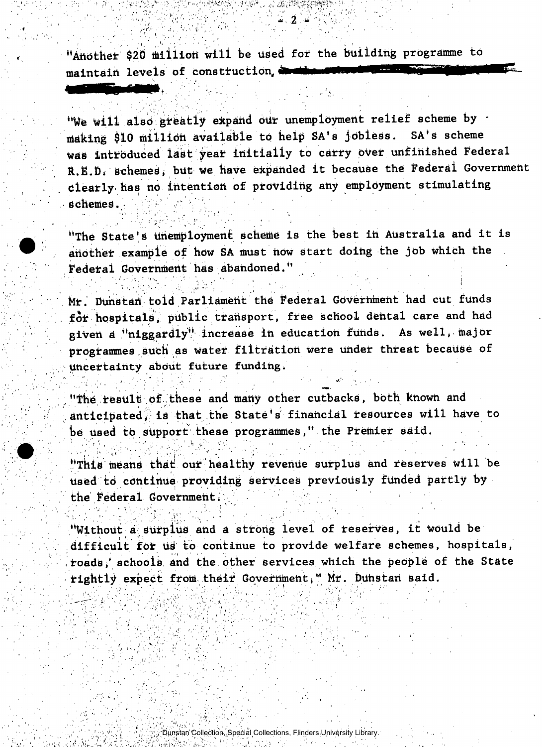"Another $20 million will be used for the building programme to maintain levels of construction,

"We will also greatly expand our unemployment relief scheme by making $10 million available to help SA's jobless. SA's scheme was introduced last year initially to carry over unfinished Federal R.E.D. schemes, but we have expanded it because the Federal Government clearly has no intention of providing any employment stimulating schemes.

"The State's unemployment scheme is the best in Australia and it is another example of how SA must now start doing the job which the Federal Government has abandoned."

Mr. Dunstan told Parliament the Federal Government had cut funds for hospitals, public transport, free school dental care and had given a "niggardly" increase in education funds. As well, major programmes such as water filtration were under threat because of uncertainty about future funding.

"The result of these and many other cutbacks, both known and anticipated, is that the State's financial resources will have to be used to support these programmes," the Premier said.

"This means that our healthy revenue surplus and reserves will be used to continue providing services previously funded partly by the Federal Government.

"Without a surplus and a strong level of reserves, it would be difficult for us to continue to provide welfare schemes, hospitals, roads, schools and the other services which the people of the State rightly expect from their Government," Mr. Dunstan said.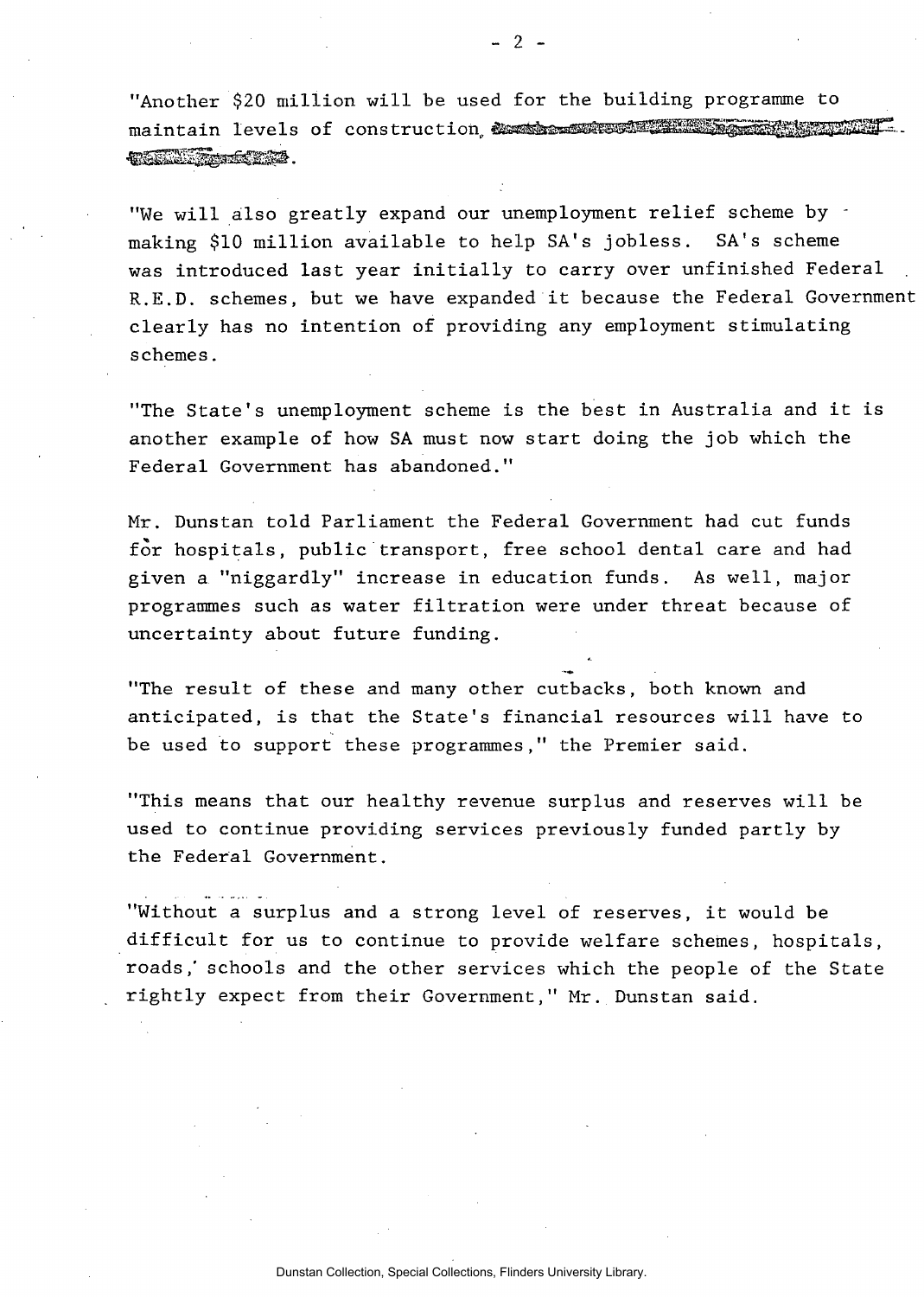"Another $20 million will be used for the building programme to maintain levels of construction.

"We will also greatly expand our unemployment relief scheme by making $10 million available to help SA's jobless. SA's scheme was introduced last year initially to carry over unfinished Federal R.E.D. schemes, but we have expanded it because the Federal Government clearly has no intention of providing any employment stimulating schemes.

"The State's unemployment scheme is the best in Australia and it is another example of how SA must now start doing the job which the Federal Government has abandoned."

Mr. Dunstan told Parliament the Federal Government had cut funds for hospitals, public transport, free school dental care and had given a "niggardly" increase in education funds. As well, major programmes such as water filtration were under threat because of uncertainty about future funding.

"The result of these and many other cutbacks, both known and anticipated, is that the State's financial resources will have to be used to support these programmes," the Premier said.

"This means that our healthy revenue surplus and reserves will be used to continue providing services previously funded partly by the Federal Government.

"Without a surplus and a strong level of reserves, it would be difficult for us to continue to provide welfare schemes, hospitals, roads, schools and the other services which the people of the State rightly expect from their Government," Mr. Dunstan said.